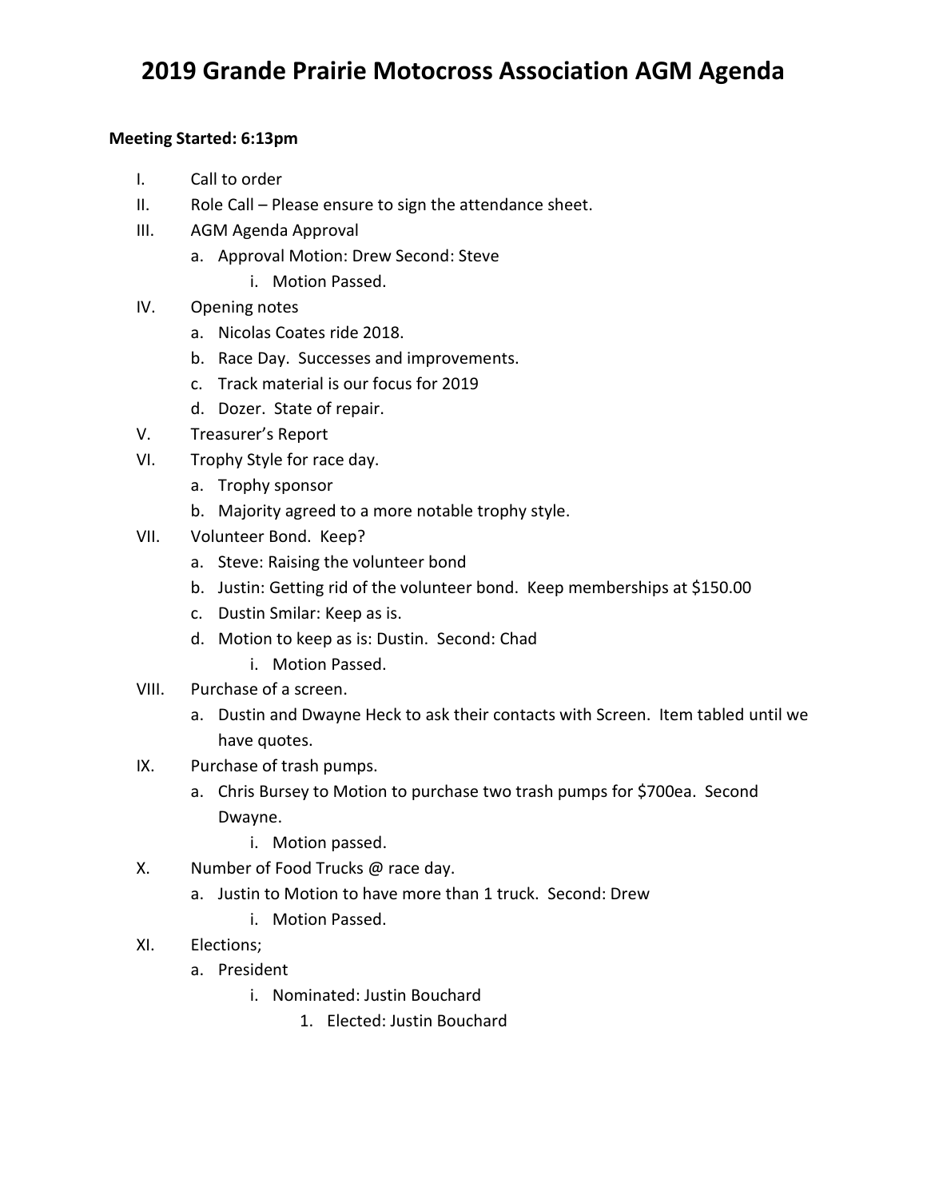# 2019 Grande Prairie Motocross Association AGM Agenda

**Meeting Started: 6:13pm**

I. Call to order

II. Role Call – Please ensure to sign the attendance sheet.

III. AGM Agenda Approval
   a. Approval Motion: Drew Second: Steve
      i. Motion Passed.

IV. Opening notes
   a. Nicolas Coates ride 2018.
   b. Race Day. Successes and improvements.
   c. Track material is our focus for 2019
   d. Dozer. State of repair.

V. Treasurer's Report

VI. Trophy Style for race day.
   a. Trophy sponsor
   b. Majority agreed to a more notable trophy style.

VII. Volunteer Bond. Keep?
   a. Steve: Raising the volunteer bond
   b. Justin: Getting rid of the volunteer bond. Keep memberships at $150.00
   c. Dustin Smilar: Keep as is.
   d. Motion to keep as is: Dustin. Second: Chad
      i. Motion Passed.

VIII. Purchase of a screen.
   a. Dustin and Dwayne Heck to ask their contacts with Screen. Item tabled until we have quotes.

IX. Purchase of trash pumps.
   a. Chris Bursey to Motion to purchase two trash pumps for $700ea. Second Dwayne.
      i. Motion passed.

X. Number of Food Trucks @ race day.
   a. Justin to Motion to have more than 1 truck. Second: Drew
      i. Motion Passed.

XI. Elections;
   a. President
      i. Nominated: Justin Bouchard
         1. Elected: Justin Bouchard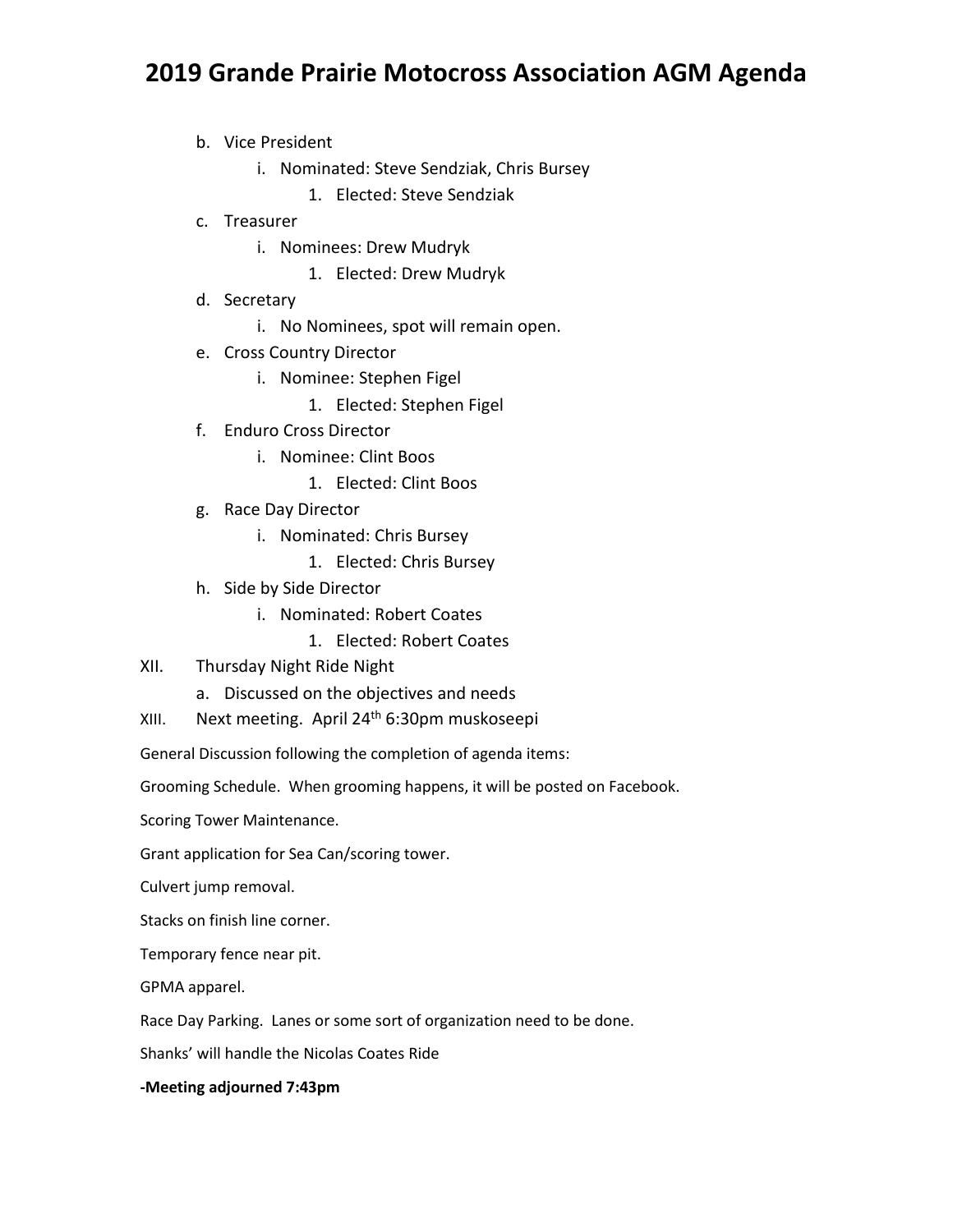# 2019 Grande Prairie Motocross Association AGM Agenda

   b. Vice President
      i. Nominated: Steve Sendziak, Chris Bursey
         1. Elected: Steve Sendziak
   c. Treasurer
      i. Nominees: Drew Mudryk
         1. Elected: Drew Mudryk
   d. Secretary
      i. No Nominees, spot will remain open.
   e. Cross Country Director
      i. Nominee: Stephen Figel
         1. Elected: Stephen Figel
   f. Enduro Cross Director
      i. Nominee: Clint Boos
         1. Elected: Clint Boos
   g. Race Day Director
      i. Nominated: Chris Bursey
         1. Elected: Chris Bursey
   h. Side by Side Director
      i. Nominated: Robert Coates
         1. Elected: Robert Coates

XII. Thursday Night Ride Night
   a. Discussed on the objectives and needs

XIII. Next meeting. April 24th 6:30pm muskoseepi

General Discussion following the completion of agenda items:

Grooming Schedule. When grooming happens, it will be posted on Facebook.

Scoring Tower Maintenance.

Grant application for Sea Can/scoring tower.

Culvert jump removal.

Stacks on finish line corner.

Temporary fence near pit.

GPMA apparel.

Race Day Parking. Lanes or some sort of organization need to be done.

Shanks' will handle the Nicolas Coates Ride

**-Meeting adjourned 7:43pm**